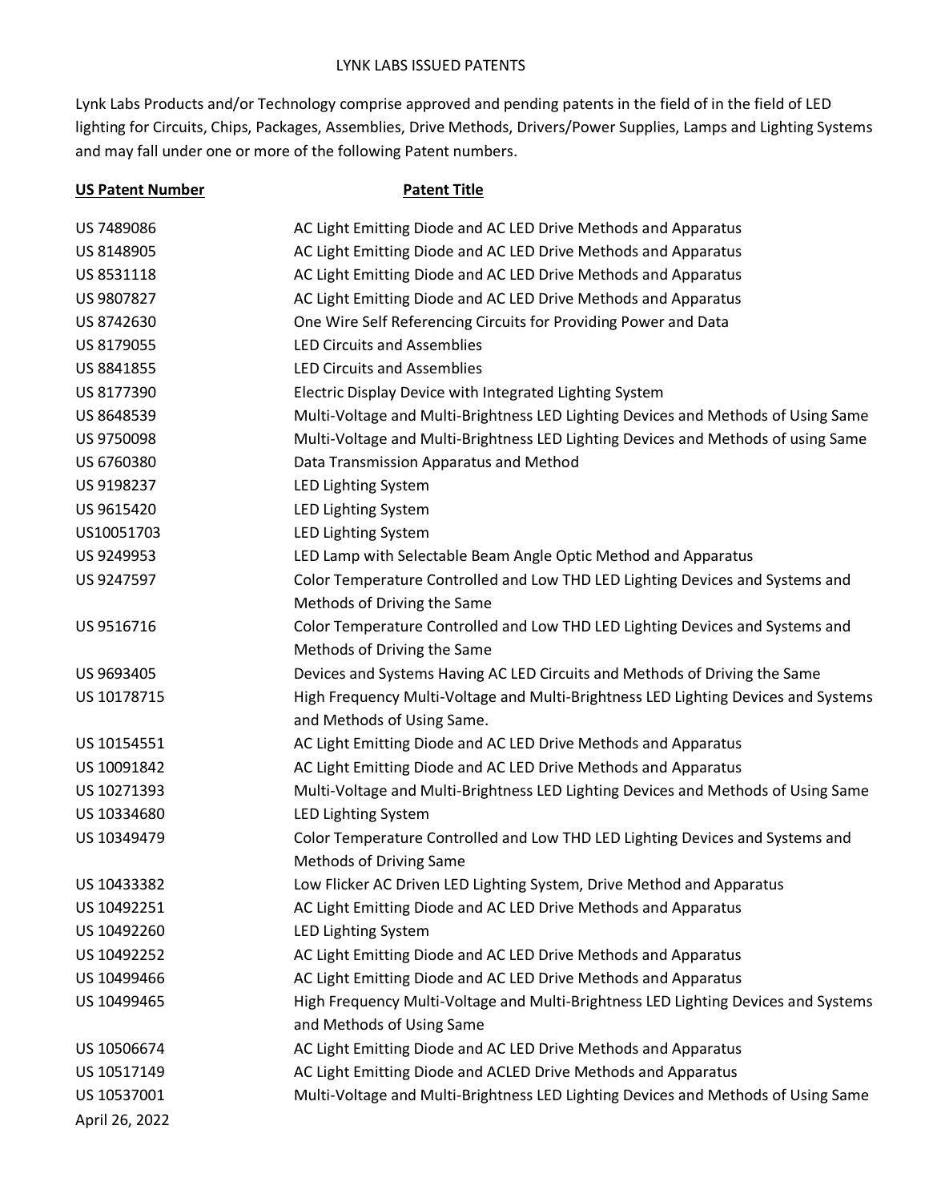# LYNK LABS ISSUED PATENTS

Lynk Labs Products and/or Technology comprise approved and pending patents in the field of in the field of LED lighting for Circuits, Chips, Packages, Assemblies, Drive Methods, Drivers/Power Supplies, Lamps and Lighting Systems and may fall under one or more of the following Patent numbers.

| **US Patent Number** | **Patent Title** |
|---|---|
| US 7489086 | AC Light Emitting Diode and AC LED Drive Methods and Apparatus |
| US 8148905 | AC Light Emitting Diode and AC LED Drive Methods and Apparatus |
| US 8531118 | AC Light Emitting Diode and AC LED Drive Methods and Apparatus |
| US 9807827 | AC Light Emitting Diode and AC LED Drive Methods and Apparatus |
| US 8742630 | One Wire Self Referencing Circuits for Providing Power and Data |
| US 8179055 | LED Circuits and Assemblies |
| US 8841855 | LED Circuits and Assemblies |
| US 8177390 | Electric Display Device with Integrated Lighting System |
| US 8648539 | Multi-Voltage and Multi-Brightness LED Lighting Devices and Methods of Using Same |
| US 9750098 | Multi-Voltage and Multi-Brightness LED Lighting Devices and Methods of using Same |
| US 6760380 | Data Transmission Apparatus and Method |
| US 9198237 | LED Lighting System |
| US 9615420 | LED Lighting System |
| US10051703 | LED Lighting System |
| US 9249953 | LED Lamp with Selectable Beam Angle Optic Method and Apparatus |
| US 9247597 | Color Temperature Controlled and Low THD LED Lighting Devices and Systems and Methods of Driving the Same |
| US 9516716 | Color Temperature Controlled and Low THD LED Lighting Devices and Systems and Methods of Driving the Same |
| US 9693405 | Devices and Systems Having AC LED Circuits and Methods of Driving the Same |
| US 10178715 | High Frequency Multi-Voltage and Multi-Brightness LED Lighting Devices and Systems and Methods of Using Same. |
| US 10154551 | AC Light Emitting Diode and AC LED Drive Methods and Apparatus |
| US 10091842 | AC Light Emitting Diode and AC LED Drive Methods and Apparatus |
| US 10271393 | Multi-Voltage and Multi-Brightness LED Lighting Devices and Methods of Using Same |
| US 10334680 | LED Lighting System |
| US 10349479 | Color Temperature Controlled and Low THD LED Lighting Devices and Systems and Methods of Driving Same |
| US 10433382 | Low Flicker AC Driven LED Lighting System, Drive Method and Apparatus |
| US 10492251 | AC Light Emitting Diode and AC LED Drive Methods and Apparatus |
| US 10492260 | LED Lighting System |
| US 10492252 | AC Light Emitting Diode and AC LED Drive Methods and Apparatus |
| US 10499466 | AC Light Emitting Diode and AC LED Drive Methods and Apparatus |
| US 10499465 | High Frequency Multi-Voltage and Multi-Brightness LED Lighting Devices and Systems and Methods of Using Same |
| US 10506674 | AC Light Emitting Diode and AC LED Drive Methods and Apparatus |
| US 10517149 | AC Light Emitting Diode and ACLED Drive Methods and Apparatus |
| US 10537001 | Multi-Voltage and Multi-Brightness LED Lighting Devices and Methods of Using Same |

April 26, 2022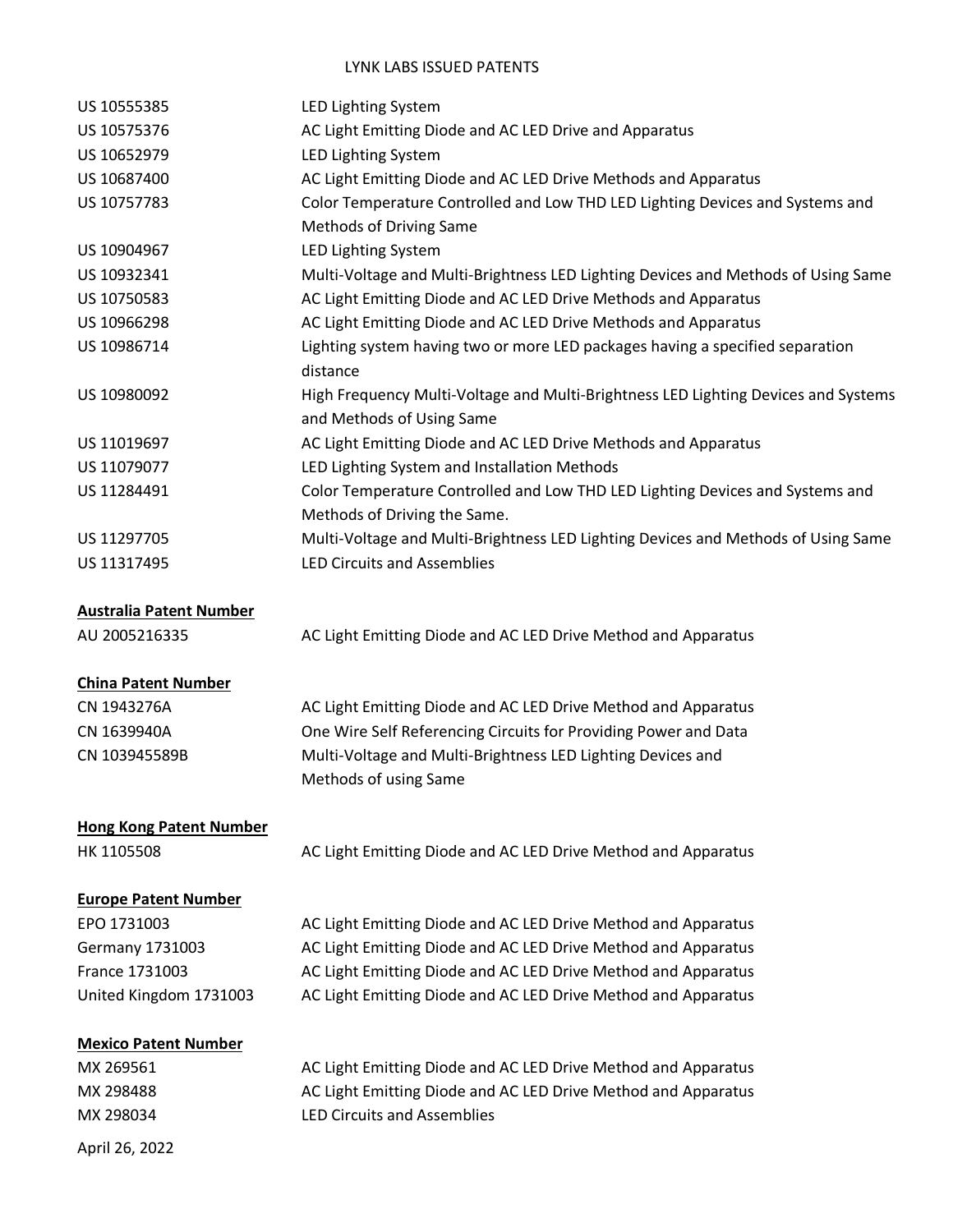LYNK LABS ISSUED PATENTS

| | |
|---|---|
| US 10555385 | LED Lighting System |
| US 10575376 | AC Light Emitting Diode and AC LED Drive and Apparatus |
| US 10652979 | LED Lighting System |
| US 10687400 | AC Light Emitting Diode and AC LED Drive Methods and Apparatus |
| US 10757783 | Color Temperature Controlled and Low THD LED Lighting Devices and Systems and Methods of Driving Same |
| US 10904967 | LED Lighting System |
| US 10932341 | Multi-Voltage and Multi-Brightness LED Lighting Devices and Methods of Using Same |
| US 10750583 | AC Light Emitting Diode and AC LED Drive Methods and Apparatus |
| US 10966298 | AC Light Emitting Diode and AC LED Drive Methods and Apparatus |
| US 10986714 | Lighting system having two or more LED packages having a specified separation distance |
| US 10980092 | High Frequency Multi-Voltage and Multi-Brightness LED Lighting Devices and Systems and Methods of Using Same |
| US 11019697 | AC Light Emitting Diode and AC LED Drive Methods and Apparatus |
| US 11079077 | LED Lighting System and Installation Methods |
| US 11284491 | Color Temperature Controlled and Low THD LED Lighting Devices and Systems and Methods of Driving the Same. |
| US 11297705 | Multi-Voltage and Multi-Brightness LED Lighting Devices and Methods of Using Same |
| US 11317495 | LED Circuits and Assemblies |

**Australia Patent Number**

| | |
|---|---|
| AU 2005216335 | AC Light Emitting Diode and AC LED Drive Method and Apparatus |

**China Patent Number**

| | |
|---|---|
| CN 1943276A | AC Light Emitting Diode and AC LED Drive Method and Apparatus |
| CN 1639940A | One Wire Self Referencing Circuits for Providing Power and Data |
| CN 103945589B | Multi-Voltage and Multi-Brightness LED Lighting Devices and Methods of using Same |

**Hong Kong Patent Number**

| | |
|---|---|
| HK 1105508 | AC Light Emitting Diode and AC LED Drive Method and Apparatus |

**Europe Patent Number**

| | |
|---|---|
| EPO 1731003 | AC Light Emitting Diode and AC LED Drive Method and Apparatus |
| Germany 1731003 | AC Light Emitting Diode and AC LED Drive Method and Apparatus |
| France 1731003 | AC Light Emitting Diode and AC LED Drive Method and Apparatus |
| United Kingdom 1731003 | AC Light Emitting Diode and AC LED Drive Method and Apparatus |

**Mexico Patent Number**

| | |
|---|---|
| MX 269561 | AC Light Emitting Diode and AC LED Drive Method and Apparatus |
| MX 298488 | AC Light Emitting Diode and AC LED Drive Method and Apparatus |
| MX 298034 | LED Circuits and Assemblies |

April 26, 2022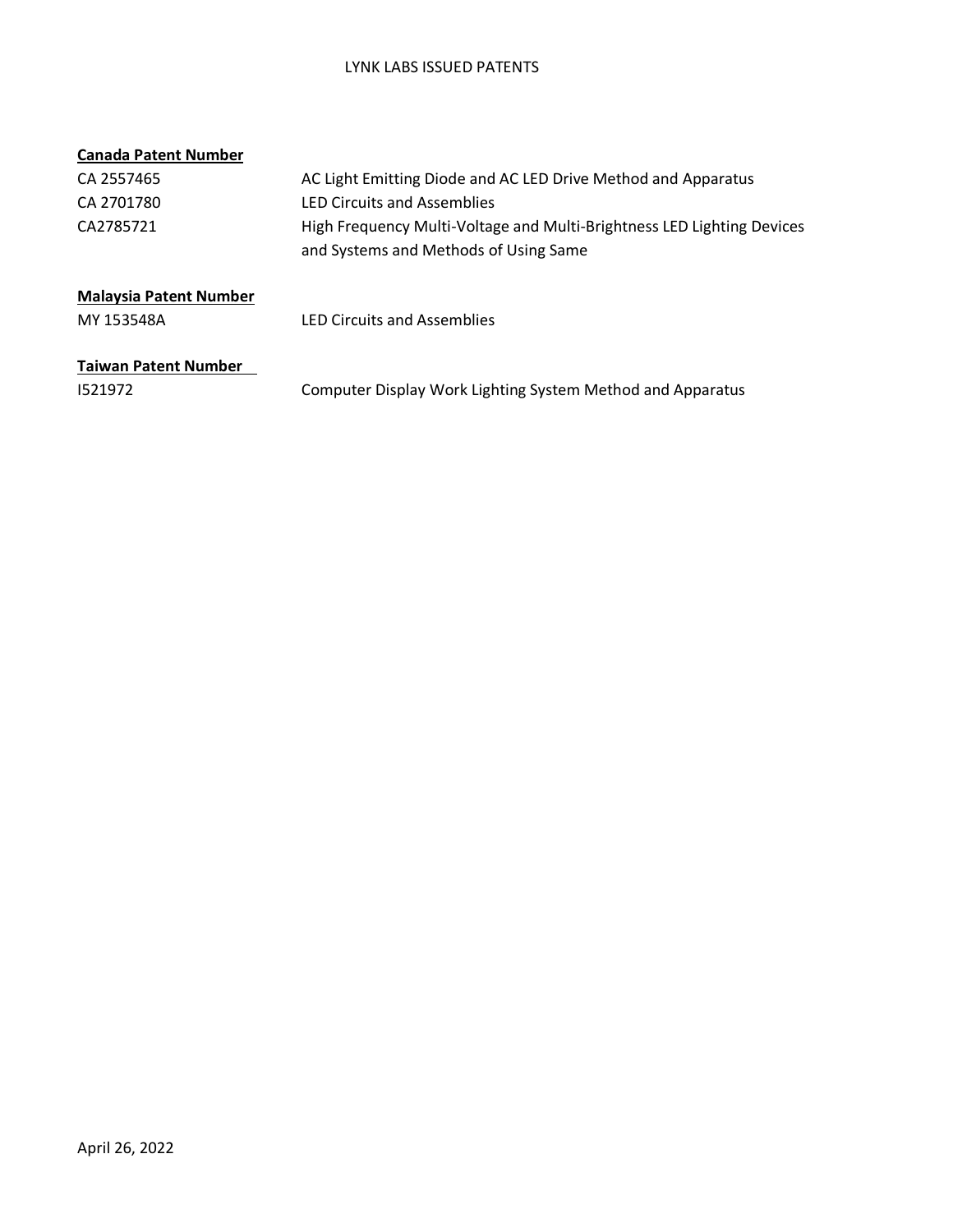LYNK LABS ISSUED PATENTS

**Canada Patent Number**

| | |
|---|---|
| CA 2557465 | AC Light Emitting Diode and AC LED Drive Method and Apparatus |
| CA 2701780 | LED Circuits and Assemblies |
| CA2785721 | High Frequency Multi-Voltage and Multi-Brightness LED Lighting Devices and Systems and Methods of Using Same |

**Malaysia Patent Number**

| | |
|---|---|
| MY 153548A | LED Circuits and Assemblies |

**Taiwan Patent Number**

| | |
|---|---|
| I521972 | Computer Display Work Lighting System Method and Apparatus |

April 26, 2022